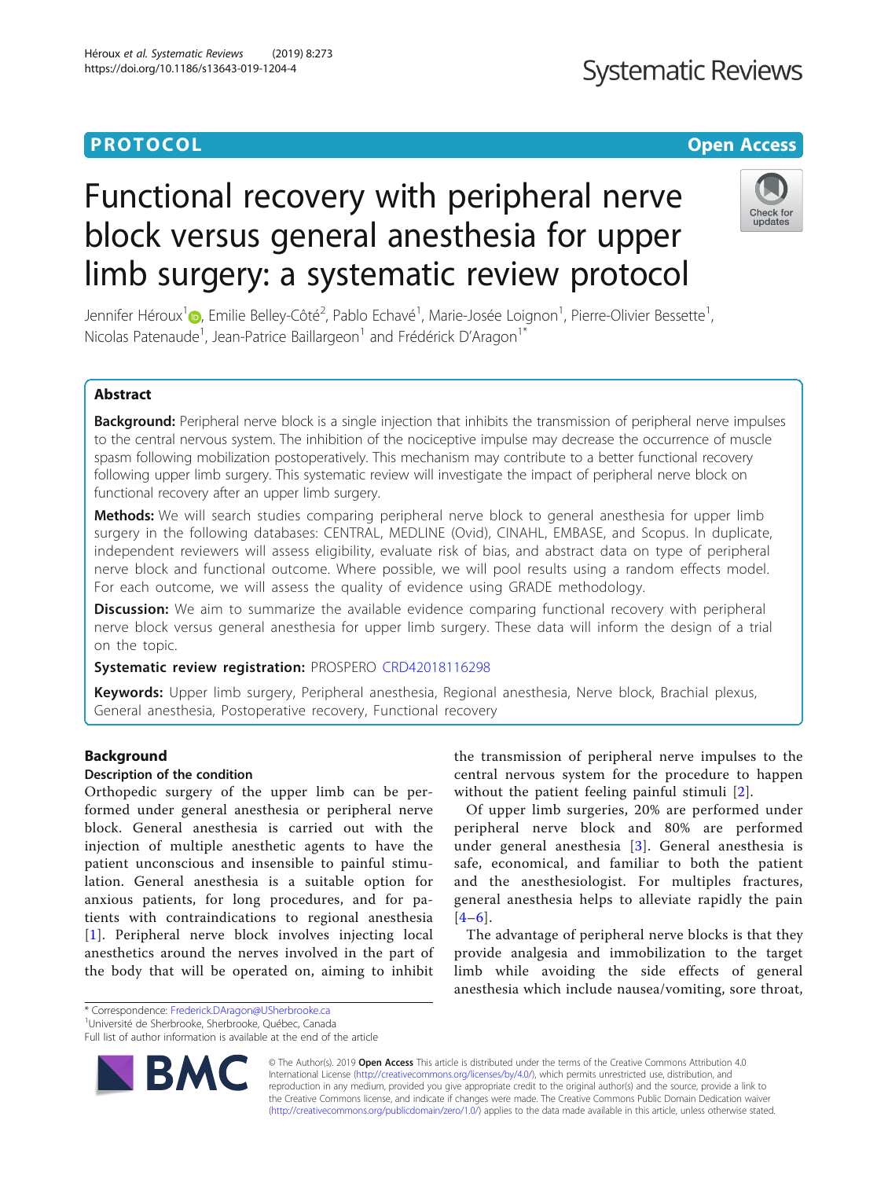PROTOCOL

Open Access

# Functional recovery with peripheral nerve block versus general anesthesia for upper limb surgery: a systematic review protocol

Jennifer Héroux[1], Emilie Belley-Côté[2], Pablo Echavé[1], Marie-Josée Loignon[1], Pierre-Olivier Bessette[1], Nicolas Patenaude[1], Jean-Patrice Baillargeon[1] and Frédérick D'Aragon[1*]

## Abstract

**Background:** Peripheral nerve block is a single injection that inhibits the transmission of peripheral nerve impulses to the central nervous system. The inhibition of the nociceptive impulse may decrease the occurrence of muscle spasm following mobilization postoperatively. This mechanism may contribute to a better functional recovery following upper limb surgery. This systematic review will investigate the impact of peripheral nerve block on functional recovery after an upper limb surgery.

**Methods:** We will search studies comparing peripheral nerve block to general anesthesia for upper limb surgery in the following databases: CENTRAL, MEDLINE (Ovid), CINAHL, EMBASE, and Scopus. In duplicate, independent reviewers will assess eligibility, evaluate risk of bias, and abstract data on type of peripheral nerve block and functional outcome. Where possible, we will pool results using a random effects model. For each outcome, we will assess the quality of evidence using GRADE methodology.

**Discussion:** We aim to summarize the available evidence comparing functional recovery with peripheral nerve block versus general anesthesia for upper limb surgery. These data will inform the design of a trial on the topic.

**Systematic review registration:** PROSPERO CRD42018116298

**Keywords:** Upper limb surgery, Peripheral anesthesia, Regional anesthesia, Nerve block, Brachial plexus, General anesthesia, Postoperative recovery, Functional recovery

## Background

### Description of the condition

Orthopedic surgery of the upper limb can be performed under general anesthesia or peripheral nerve block. General anesthesia is carried out with the injection of multiple anesthetic agents to have the patient unconscious and insensible to painful stimulation. General anesthesia is a suitable option for anxious patients, for long procedures, and for patients with contraindications to regional anesthesia [1]. Peripheral nerve block involves injecting local anesthetics around the nerves involved in the part of the body that will be operated on, aiming to inhibit the transmission of peripheral nerve impulses to the central nervous system for the procedure to happen without the patient feeling painful stimuli [2].

Of upper limb surgeries, 20% are performed under peripheral nerve block and 80% are performed under general anesthesia [3]. General anesthesia is safe, economical, and familiar to both the patient and the anesthesiologist. For multiples fractures, general anesthesia helps to alleviate rapidly the pain [4–6].

The advantage of peripheral nerve blocks is that they provide analgesia and immobilization to the target limb while avoiding the side effects of general anesthesia which include nausea/vomiting, sore throat,

* Correspondence: Frederick.DAragon@USherbrooke.ca
[1]Université de Sherbrooke, Sherbrooke, Québec, Canada
Full list of author information is available at the end of the article

© The Author(s). 2019 **Open Access** This article is distributed under the terms of the Creative Commons Attribution 4.0 International License (http://creativecommons.org/licenses/by/4.0/), which permits unrestricted use, distribution, and reproduction in any medium, provided you give appropriate credit to the original author(s) and the source, provide a link to the Creative Commons license, and indicate if changes were made. The Creative Commons Public Domain Dedication waiver (http://creativecommons.org/publicdomain/zero/1.0/) applies to the data made available in this article, unless otherwise stated.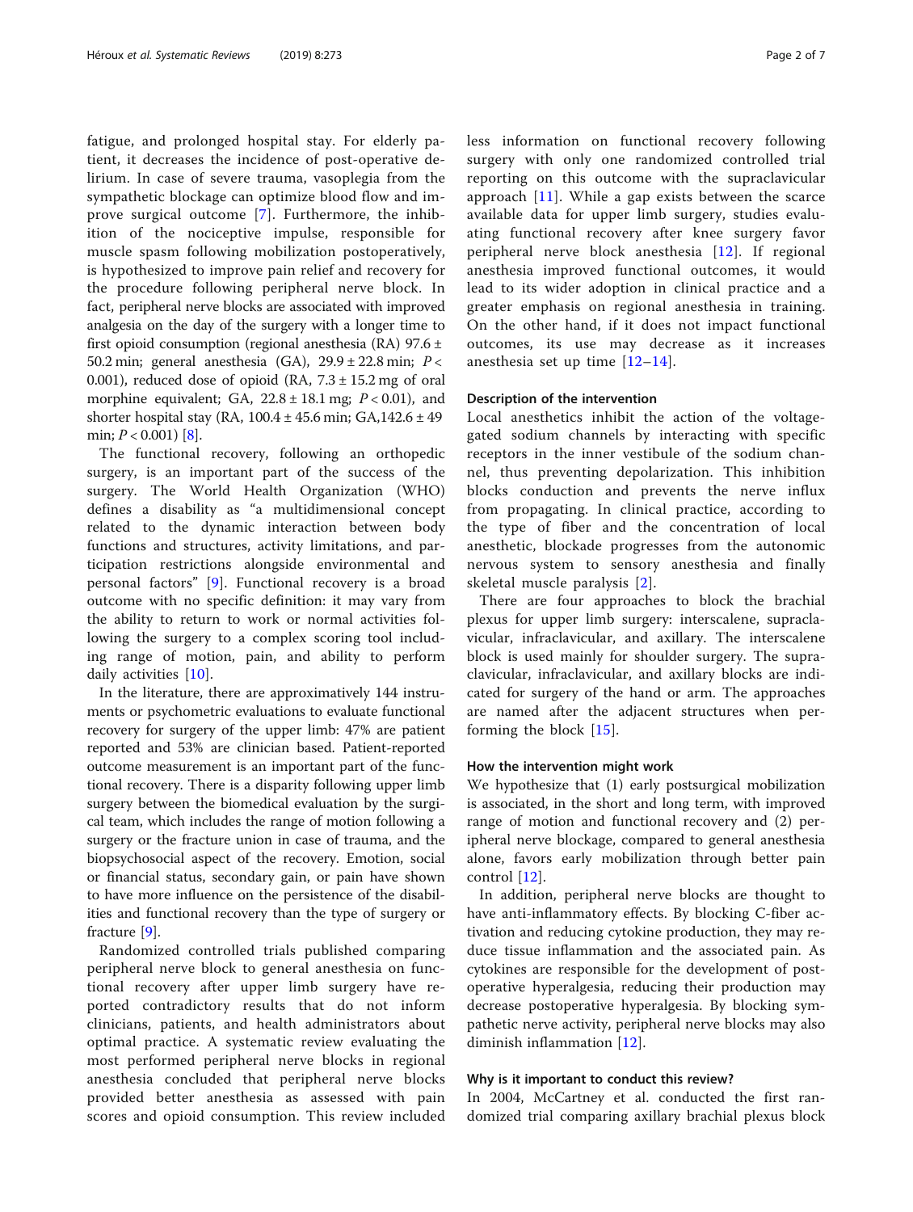fatigue, and prolonged hospital stay. For elderly patient, it decreases the incidence of post-operative delirium. In case of severe trauma, vasoplegia from the sympathetic blockage can optimize blood flow and improve surgical outcome [7]. Furthermore, the inhibition of the nociceptive impulse, responsible for muscle spasm following mobilization postoperatively, is hypothesized to improve pain relief and recovery for the procedure following peripheral nerve block. In fact, peripheral nerve blocks are associated with improved analgesia on the day of the surgery with a longer time to first opioid consumption (regional anesthesia (RA) 97.6 ± 50.2 min; general anesthesia (GA), 29.9 ± 22.8 min; $P < 0.001$), reduced dose of opioid (RA, 7.3 ± 15.2 mg of oral morphine equivalent; GA, 22.8 ± 18.1 mg; $P < 0.01$), and shorter hospital stay (RA, 100.4 ± 45.6 min; GA,142.6 ± 49 min; $P < 0.001$) [8].

The functional recovery, following an orthopedic surgery, is an important part of the success of the surgery. The World Health Organization (WHO) defines a disability as "a multidimensional concept related to the dynamic interaction between body functions and structures, activity limitations, and participation restrictions alongside environmental and personal factors" [9]. Functional recovery is a broad outcome with no specific definition: it may vary from the ability to return to work or normal activities following the surgery to a complex scoring tool including range of motion, pain, and ability to perform daily activities [10].

In the literature, there are approximatively 144 instruments or psychometric evaluations to evaluate functional recovery for surgery of the upper limb: 47% are patient reported and 53% are clinician based. Patient-reported outcome measurement is an important part of the functional recovery. There is a disparity following upper limb surgery between the biomedical evaluation by the surgical team, which includes the range of motion following a surgery or the fracture union in case of trauma, and the biopsychosocial aspect of the recovery. Emotion, social or financial status, secondary gain, or pain have shown to have more influence on the persistence of the disabilities and functional recovery than the type of surgery or fracture [9].

Randomized controlled trials published comparing peripheral nerve block to general anesthesia on functional recovery after upper limb surgery have reported contradictory results that do not inform clinicians, patients, and health administrators about optimal practice. A systematic review evaluating the most performed peripheral nerve blocks in regional anesthesia concluded that peripheral nerve blocks provided better anesthesia as assessed with pain scores and opioid consumption. This review included less information on functional recovery following surgery with only one randomized controlled trial reporting on this outcome with the supraclavicular approach [11]. While a gap exists between the scarce available data for upper limb surgery, studies evaluating functional recovery after knee surgery favor peripheral nerve block anesthesia [12]. If regional anesthesia improved functional outcomes, it would lead to its wider adoption in clinical practice and a greater emphasis on regional anesthesia in training. On the other hand, if it does not impact functional outcomes, its use may decrease as it increases anesthesia set up time [12–14].

#### Description of the intervention

Local anesthetics inhibit the action of the voltage-gated sodium channels by interacting with specific receptors in the inner vestibule of the sodium channel, thus preventing depolarization. This inhibition blocks conduction and prevents the nerve influx from propagating. In clinical practice, according to the type of fiber and the concentration of local anesthetic, blockade progresses from the autonomic nervous system to sensory anesthesia and finally skeletal muscle paralysis [2].

There are four approaches to block the brachial plexus for upper limb surgery: interscalene, supraclavicular, infraclavicular, and axillary. The interscalene block is used mainly for shoulder surgery. The supraclavicular, infraclavicular, and axillary blocks are indicated for surgery of the hand or arm. The approaches are named after the adjacent structures when performing the block [15].

#### How the intervention might work

We hypothesize that (1) early postsurgical mobilization is associated, in the short and long term, with improved range of motion and functional recovery and (2) peripheral nerve blockage, compared to general anesthesia alone, favors early mobilization through better pain control [12].

In addition, peripheral nerve blocks are thought to have anti-inflammatory effects. By blocking C-fiber activation and reducing cytokine production, they may reduce tissue inflammation and the associated pain. As cytokines are responsible for the development of postoperative hyperalgesia, reducing their production may decrease postoperative hyperalgesia. By blocking sympathetic nerve activity, peripheral nerve blocks may also diminish inflammation [12].

#### Why is it important to conduct this review?

In 2004, McCartney et al. conducted the first randomized trial comparing axillary brachial plexus block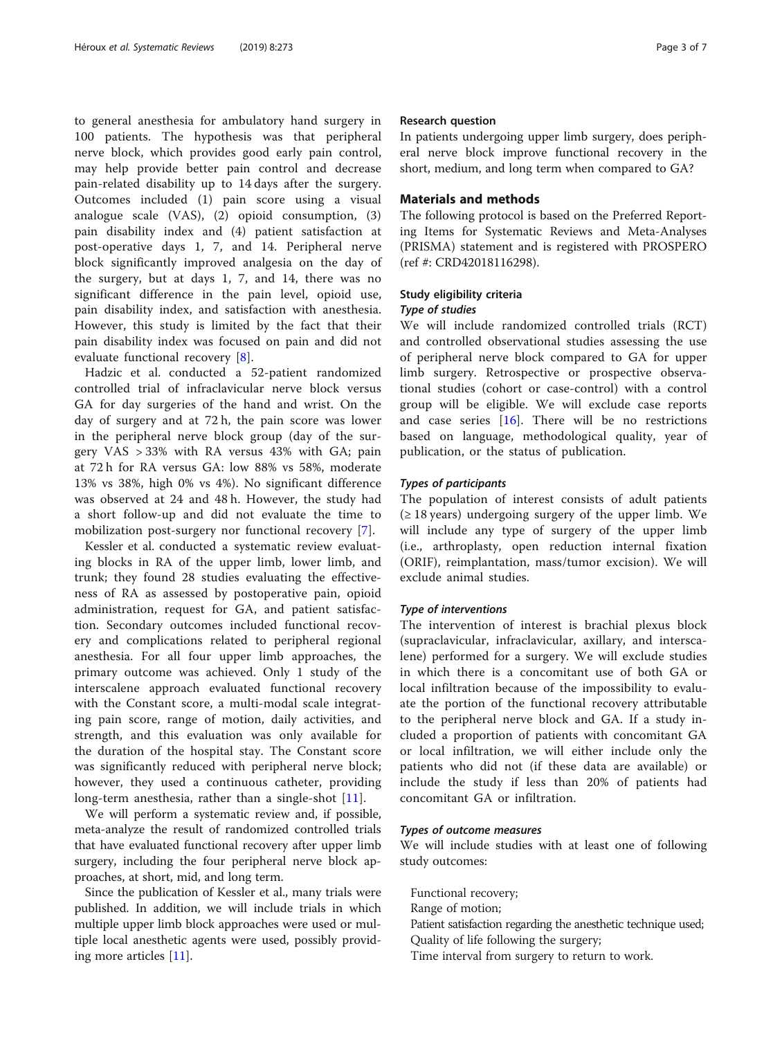to general anesthesia for ambulatory hand surgery in 100 patients. The hypothesis was that peripheral nerve block, which provides good early pain control, may help provide better pain control and decrease pain-related disability up to 14 days after the surgery. Outcomes included (1) pain score using a visual analogue scale (VAS), (2) opioid consumption, (3) pain disability index and (4) patient satisfaction at post-operative days 1, 7, and 14. Peripheral nerve block significantly improved analgesia on the day of the surgery, but at days 1, 7, and 14, there was no significant difference in the pain level, opioid use, pain disability index, and satisfaction with anesthesia. However, this study is limited by the fact that their pain disability index was focused on pain and did not evaluate functional recovery [8].

Hadzic et al. conducted a 52-patient randomized controlled trial of infraclavicular nerve block versus GA for day surgeries of the hand and wrist. On the day of surgery and at 72 h, the pain score was lower in the peripheral nerve block group (day of the surgery VAS > 33% with RA versus 43% with GA; pain at 72 h for RA versus GA: low 88% vs 58%, moderate 13% vs 38%, high 0% vs 4%). No significant difference was observed at 24 and 48 h. However, the study had a short follow-up and did not evaluate the time to mobilization post-surgery nor functional recovery [7].

Kessler et al. conducted a systematic review evaluating blocks in RA of the upper limb, lower limb, and trunk; they found 28 studies evaluating the effectiveness of RA as assessed by postoperative pain, opioid administration, request for GA, and patient satisfaction. Secondary outcomes included functional recovery and complications related to peripheral regional anesthesia. For all four upper limb approaches, the primary outcome was achieved. Only 1 study of the interscalene approach evaluated functional recovery with the Constant score, a multi-modal scale integrating pain score, range of motion, daily activities, and strength, and this evaluation was only available for the duration of the hospital stay. The Constant score was significantly reduced with peripheral nerve block; however, they used a continuous catheter, providing long-term anesthesia, rather than a single-shot [11].

We will perform a systematic review and, if possible, meta-analyze the result of randomized controlled trials that have evaluated functional recovery after upper limb surgery, including the four peripheral nerve block approaches, at short, mid, and long term.

Since the publication of Kessler et al., many trials were published. In addition, we will include trials in which multiple upper limb block approaches were used or multiple local anesthetic agents were used, possibly providing more articles [11].

### Research question

In patients undergoing upper limb surgery, does peripheral nerve block improve functional recovery in the short, medium, and long term when compared to GA?

## Materials and methods

The following protocol is based on the Preferred Reporting Items for Systematic Reviews and Meta-Analyses (PRISMA) statement and is registered with PROSPERO (ref #: CRD42018116298).

### Study eligibility criteria

#### *Type of studies*

We will include randomized controlled trials (RCT) and controlled observational studies assessing the use of peripheral nerve block compared to GA for upper limb surgery. Retrospective or prospective observational studies (cohort or case-control) with a control group will be eligible. We will exclude case reports and case series [16]. There will be no restrictions based on language, methodological quality, year of publication, or the status of publication.

#### *Types of participants*

The population of interest consists of adult patients (≥ 18 years) undergoing surgery of the upper limb. We will include any type of surgery of the upper limb (i.e., arthroplasty, open reduction internal fixation (ORIF), reimplantation, mass/tumor excision). We will exclude animal studies.

#### *Type of interventions*

The intervention of interest is brachial plexus block (supraclavicular, infraclavicular, axillary, and interscalene) performed for a surgery. We will exclude studies in which there is a concomitant use of both GA or local infiltration because of the impossibility to evaluate the portion of the functional recovery attributable to the peripheral nerve block and GA. If a study included a proportion of patients with concomitant GA or local infiltration, we will either include only the patients who did not (if these data are available) or include the study if less than 20% of patients had concomitant GA or infiltration.

#### *Types of outcome measures*

We will include studies with at least one of following study outcomes:

Functional recovery;
Range of motion;
Patient satisfaction regarding the anesthetic technique used;
Quality of life following the surgery;
Time interval from surgery to return to work.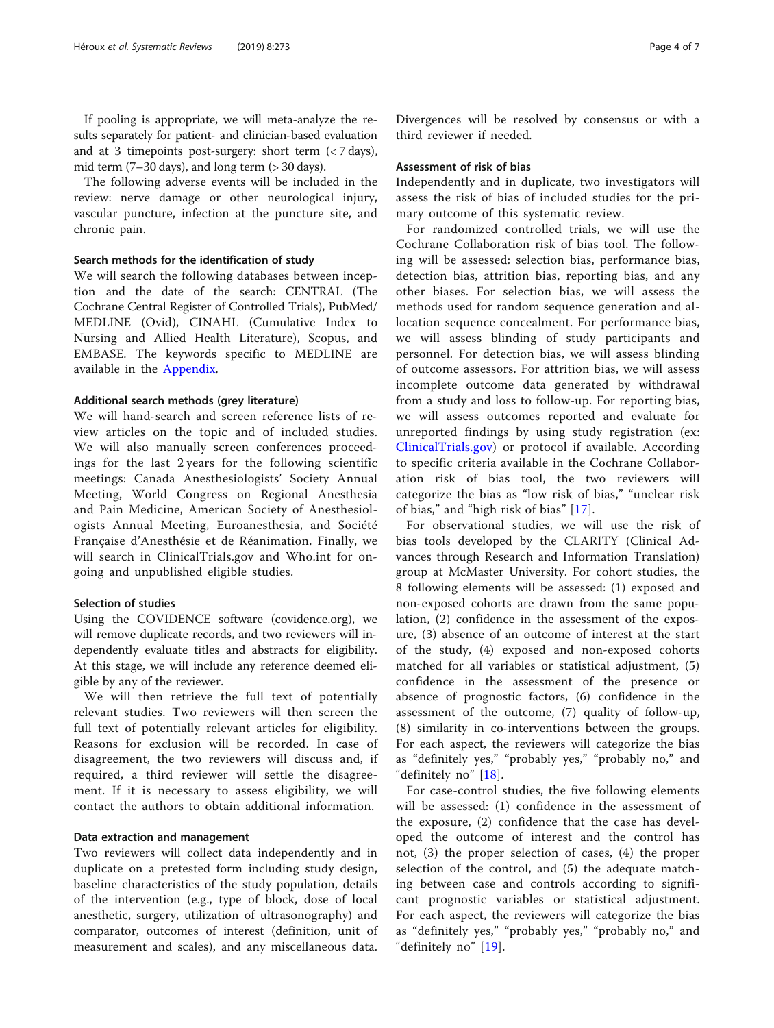If pooling is appropriate, we will meta-analyze the results separately for patient- and clinician-based evaluation and at 3 timepoints post-surgery: short term (< 7 days), mid term (7–30 days), and long term (> 30 days).

The following adverse events will be included in the review: nerve damage or other neurological injury, vascular puncture, infection at the puncture site, and chronic pain.

### Search methods for the identification of study

We will search the following databases between inception and the date of the search: CENTRAL (The Cochrane Central Register of Controlled Trials), PubMed/MEDLINE (Ovid), CINAHL (Cumulative Index to Nursing and Allied Health Literature), Scopus, and EMBASE. The keywords specific to MEDLINE are available in the Appendix.

### Additional search methods (grey literature)

We will hand-search and screen reference lists of review articles on the topic and of included studies. We will also manually screen conferences proceedings for the last 2 years for the following scientific meetings: Canada Anesthesiologists' Society Annual Meeting, World Congress on Regional Anesthesia and Pain Medicine, American Society of Anesthesiologists Annual Meeting, Euroanesthesia, and Société Française d'Anesthésie et de Réanimation. Finally, we will search in ClinicalTrials.gov and Who.int for ongoing and unpublished eligible studies.

### Selection of studies

Using the COVIDENCE software (covidence.org), we will remove duplicate records, and two reviewers will independently evaluate titles and abstracts for eligibility. At this stage, we will include any reference deemed eligible by any of the reviewer.

We will then retrieve the full text of potentially relevant studies. Two reviewers will then screen the full text of potentially relevant articles for eligibility. Reasons for exclusion will be recorded. In case of disagreement, the two reviewers will discuss and, if required, a third reviewer will settle the disagreement. If it is necessary to assess eligibility, we will contact the authors to obtain additional information.

### Data extraction and management

Two reviewers will collect data independently and in duplicate on a pretested form including study design, baseline characteristics of the study population, details of the intervention (e.g., type of block, dose of local anesthetic, surgery, utilization of ultrasonography) and comparator, outcomes of interest (definition, unit of measurement and scales), and any miscellaneous data. Divergences will be resolved by consensus or with a third reviewer if needed.

### Assessment of risk of bias

Independently and in duplicate, two investigators will assess the risk of bias of included studies for the primary outcome of this systematic review.

For randomized controlled trials, we will use the Cochrane Collaboration risk of bias tool. The following will be assessed: selection bias, performance bias, detection bias, attrition bias, reporting bias, and any other biases. For selection bias, we will assess the methods used for random sequence generation and allocation sequence concealment. For performance bias, we will assess blinding of study participants and personnel. For detection bias, we will assess blinding of outcome assessors. For attrition bias, we will assess incomplete outcome data generated by withdrawal from a study and loss to follow-up. For reporting bias, we will assess outcomes reported and evaluate for unreported findings by using study registration (ex: ClinicalTrials.gov) or protocol if available. According to specific criteria available in the Cochrane Collaboration risk of bias tool, the two reviewers will categorize the bias as "low risk of bias," "unclear risk of bias," and "high risk of bias" [17].

For observational studies, we will use the risk of bias tools developed by the CLARITY (Clinical Advances through Research and Information Translation) group at McMaster University. For cohort studies, the 8 following elements will be assessed: (1) exposed and non-exposed cohorts are drawn from the same population, (2) confidence in the assessment of the exposure, (3) absence of an outcome of interest at the start of the study, (4) exposed and non-exposed cohorts matched for all variables or statistical adjustment, (5) confidence in the assessment of the presence or absence of prognostic factors, (6) confidence in the assessment of the outcome, (7) quality of follow-up, (8) similarity in co-interventions between the groups. For each aspect, the reviewers will categorize the bias as "definitely yes," "probably yes," "probably no," and "definitely no" [18].

For case-control studies, the five following elements will be assessed: (1) confidence in the assessment of the exposure, (2) confidence that the case has developed the outcome of interest and the control has not, (3) the proper selection of cases, (4) the proper selection of the control, and (5) the adequate matching between case and controls according to significant prognostic variables or statistical adjustment. For each aspect, the reviewers will categorize the bias as "definitely yes," "probably yes," "probably no," and "definitely no" [19].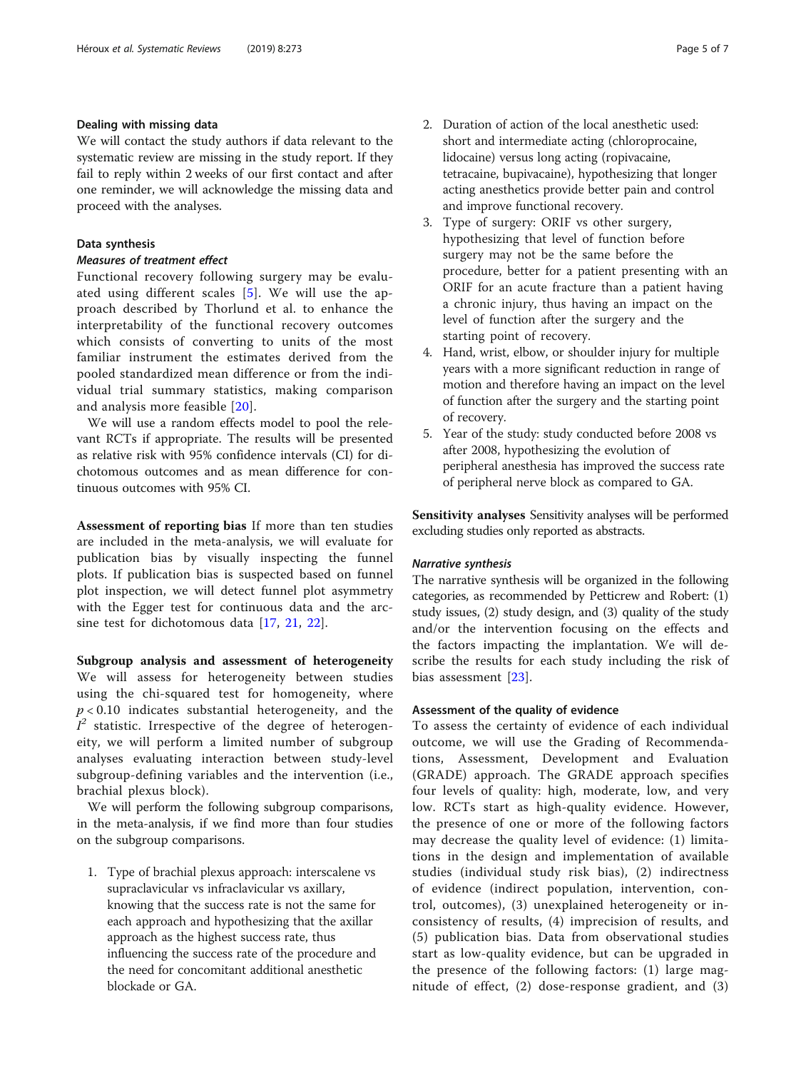### Dealing with missing data

We will contact the study authors if data relevant to the systematic review are missing in the study report. If they fail to reply within 2 weeks of our first contact and after one reminder, we will acknowledge the missing data and proceed with the analyses.

### Data synthesis

#### *Measures of treatment effect*

Functional recovery following surgery may be evaluated using different scales [5]. We will use the approach described by Thorlund et al. to enhance the interpretability of the functional recovery outcomes which consists of converting to units of the most familiar instrument the estimates derived from the pooled standardized mean difference or from the individual trial summary statistics, making comparison and analysis more feasible [20].

We will use a random effects model to pool the relevant RCTs if appropriate. The results will be presented as relative risk with 95% confidence intervals (CI) for dichotomous outcomes and as mean difference for continuous outcomes with 95% CI.

**Assessment of reporting bias** If more than ten studies are included in the meta-analysis, we will evaluate for publication bias by visually inspecting the funnel plots. If publication bias is suspected based on funnel plot inspection, we will detect funnel plot asymmetry with the Egger test for continuous data and the arcsine test for dichotomous data [17, 21, 22].

**Subgroup analysis and assessment of heterogeneity** We will assess for heterogeneity between studies using the chi-squared test for homogeneity, where $p < 0.10$ indicates substantial heterogeneity, and the $I^2$ statistic. Irrespective of the degree of heterogeneity, we will perform a limited number of subgroup analyses evaluating interaction between study-level subgroup-defining variables and the intervention (i.e., brachial plexus block).

We will perform the following subgroup comparisons, in the meta-analysis, if we find more than four studies on the subgroup comparisons.

1. Type of brachial plexus approach: interscalene vs supraclavicular vs infraclavicular vs axillary, knowing that the success rate is not the same for each approach and hypothesizing that the axillar approach as the highest success rate, thus influencing the success rate of the procedure and the need for concomitant additional anesthetic blockade or GA.
2. Duration of action of the local anesthetic used: short and intermediate acting (chloroprocaine, lidocaine) versus long acting (ropivacaine, tetracaine, bupivacaine), hypothesizing that longer acting anesthetics provide better pain and control and improve functional recovery.
3. Type of surgery: ORIF vs other surgery, hypothesizing that level of function before surgery may not be the same before the procedure, better for a patient presenting with an ORIF for an acute fracture than a patient having a chronic injury, thus having an impact on the level of function after the surgery and the starting point of recovery.
4. Hand, wrist, elbow, or shoulder injury for multiple years with a more significant reduction in range of motion and therefore having an impact on the level of function after the surgery and the starting point of recovery.
5. Year of the study: study conducted before 2008 vs after 2008, hypothesizing the evolution of peripheral anesthesia has improved the success rate of peripheral nerve block as compared to GA.

**Sensitivity analyses** Sensitivity analyses will be performed excluding studies only reported as abstracts.

#### *Narrative synthesis*

The narrative synthesis will be organized in the following categories, as recommended by Petticrew and Robert: (1) study issues, (2) study design, and (3) quality of the study and/or the intervention focusing on the effects and the factors impacting the implantation. We will describe the results for each study including the risk of bias assessment [23].

### Assessment of the quality of evidence

To assess the certainty of evidence of each individual outcome, we will use the Grading of Recommendations, Assessment, Development and Evaluation (GRADE) approach. The GRADE approach specifies four levels of quality: high, moderate, low, and very low. RCTs start as high-quality evidence. However, the presence of one or more of the following factors may decrease the quality level of evidence: (1) limitations in the design and implementation of available studies (individual study risk bias), (2) indirectness of evidence (indirect population, intervention, control, outcomes), (3) unexplained heterogeneity or inconsistency of results, (4) imprecision of results, and (5) publication bias. Data from observational studies start as low-quality evidence, but can be upgraded in the presence of the following factors: (1) large magnitude of effect, (2) dose-response gradient, and (3)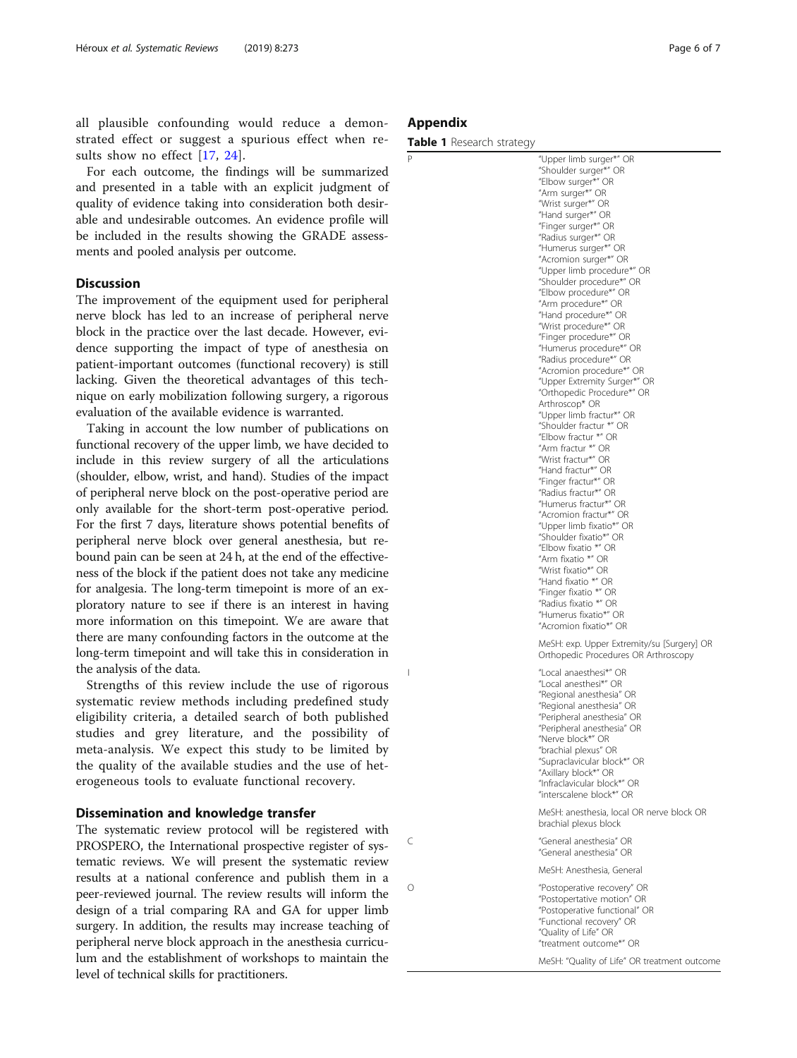all plausible confounding would reduce a demonstrated effect or suggest a spurious effect when results show no effect [17, 24].

For each outcome, the findings will be summarized and presented in a table with an explicit judgment of quality of evidence taking into consideration both desirable and undesirable outcomes. An evidence profile will be included in the results showing the GRADE assessments and pooled analysis per outcome.

## Discussion

The improvement of the equipment used for peripheral nerve block has led to an increase of peripheral nerve block in the practice over the last decade. However, evidence supporting the impact of type of anesthesia on patient-important outcomes (functional recovery) is still lacking. Given the theoretical advantages of this technique on early mobilization following surgery, a rigorous evaluation of the available evidence is warranted.

Taking in account the low number of publications on functional recovery of the upper limb, we have decided to include in this review surgery of all the articulations (shoulder, elbow, wrist, and hand). Studies of the impact of peripheral nerve block on the post-operative period are only available for the short-term post-operative period. For the first 7 days, literature shows potential benefits of peripheral nerve block over general anesthesia, but rebound pain can be seen at 24 h, at the end of the effectiveness of the block if the patient does not take any medicine for analgesia. The long-term timepoint is more of an exploratory nature to see if there is an interest in having more information on this timepoint. We are aware that there are many confounding factors in the outcome at the long-term timepoint and will take this in consideration in the analysis of the data.

Strengths of this review include the use of rigorous systematic review methods including predefined study eligibility criteria, a detailed search of both published studies and grey literature, and the possibility of meta-analysis. We expect this study to be limited by the quality of the available studies and the use of heterogeneous tools to evaluate functional recovery.

## Dissemination and knowledge transfer

The systematic review protocol will be registered with PROSPERO, the International prospective register of systematic reviews. We will present the systematic review results at a national conference and publish them in a peer-reviewed journal. The review results will inform the design of a trial comparing RA and GA for upper limb surgery. In addition, the results may increase teaching of peripheral nerve block approach in the anesthesia curriculum and the establishment of workshops to maintain the level of technical skills for practitioners.

## Appendix

**Table 1** Research strategy

| | |
|---|---|
| P | "Upper limb surger*" OR<br>"Shoulder surger*" OR<br>"Elbow surger*" OR<br>"Arm surger*" OR<br>"Wrist surger*" OR<br>"Hand surger*" OR<br>"Finger surger*" OR<br>"Radius surger*" OR<br>"Humerus surger*" OR<br>"Acromion surger*" OR<br>"Upper limb procedure*" OR<br>"Shoulder procedure*" OR<br>"Elbow procedure*" OR<br>"Arm procedure*" OR<br>"Hand procedure*" OR<br>"Wrist procedure*" OR<br>"Finger procedure*" OR<br>"Humerus procedure*" OR<br>"Radius procedure*" OR<br>"Acromion procedure*" OR<br>"Upper Extremity Surger*" OR<br>"Orthopedic Procedure*" OR<br>Arthroscop* OR<br>"Upper limb fractur*" OR<br>"Shoulder fractur *" OR<br>"Elbow fractur *" OR<br>"Arm fractur *" OR<br>"Wrist fractur*" OR<br>"Hand fractur*" OR<br>"Finger fractur*" OR<br>"Radius fractur*" OR<br>"Humerus fractur*" OR<br>"Acromion fractur*" OR<br>"Upper limb fixatio*" OR<br>"Shoulder fixatio*" OR<br>"Elbow fixatio *" OR<br>"Arm fixatio *" OR<br>"Wrist fixatio*" OR<br>"Hand fixatio *" OR<br>"Finger fixatio *" OR<br>"Radius fixatio *" OR<br>"Humerus fixatio*" OR<br>"Acromion fixatio*" OR |
| | MeSH: exp. Upper Extremity/su [Surgery] OR Orthopedic Procedures OR Arthroscopy |
| I | "Local anaesthesi*" OR<br>"Local anesthesi*" OR<br>"Regional anesthesia" OR<br>"Regional anesthesia" OR<br>"Peripheral anesthesia" OR<br>"Peripheral anesthesia" OR<br>"Nerve block*" OR<br>"brachial plexus" OR<br>"Supraclavicular block*" OR<br>"Axillary block*" OR<br>"Infraclavicular block*" OR<br>"interscalene block*" OR |
| | MeSH: anesthesia, local OR nerve block OR brachial plexus block |
| C | "General anesthesia" OR<br>"General anesthesia" OR |
| | MeSH: Anesthesia, General |
| O | "Postoperative recovery" OR<br>"Postopertative motion" OR<br>"Postoperative functional" OR<br>"Functional recovery" OR<br>"Quality of Life" OR<br>"treatment outcome*" OR |
| | MeSH: "Quality of Life" OR treatment outcome |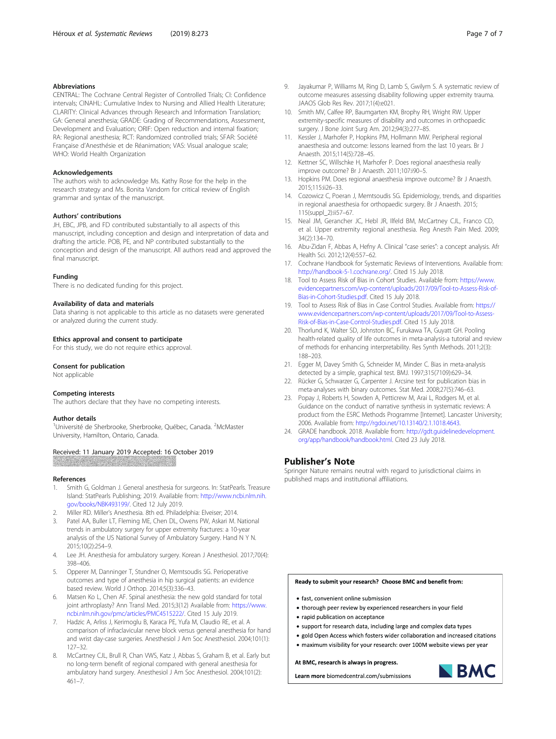### Abbreviations

CENTRAL: The Cochrane Central Register of Controlled Trials; CI: Confidence intervals; CINAHL: Cumulative Index to Nursing and Allied Health Literature; CLARITY: Clinical Advances through Research and Information Translation; GA: General anesthesia; GRADE: Grading of Recommendations, Assessment, Development and Evaluation; ORIF: Open reduction and internal fixation; RA: Regional anesthesia; RCT: Randomized controlled trials; SFAR: Société Française d'Anesthésie et de Réanimation; VAS: Visual analogue scale; WHO: World Health Organization

### Acknowledgements

The authors wish to acknowledge Ms. Kathy Rose for the help in the research strategy and Ms. Bonita Vandorn for critical review of English grammar and syntax of the manuscript.

### Authors' contributions

JH, EBC, JPB, and FD contributed substantially to all aspects of this manuscript, including conception and design and interpretation of data and drafting the article. POB, PE, and NP contributed substantially to the conception and design of the manuscript. All authors read and approved the final manuscript.

### Funding

There is no dedicated funding for this project.

### Availability of data and materials

Data sharing is not applicable to this article as no datasets were generated or analyzed during the current study.

### Ethics approval and consent to participate

For this study, we do not require ethics approval.

### Consent for publication

Not applicable

### Competing interests

The authors declare that they have no competing interests.

### Author details

[1]Université de Sherbrooke, Sherbrooke, Québec, Canada. [2]McMaster University, Hamilton, Ontario, Canada.

Received: 11 January 2019 Accepted: 16 October 2019

### References

1. Smith G, Goldman J. General anesthesia for surgeons. In: StatPearls. Treasure Island: StatPearls Publishing; 2019. Available from: http://www.ncbi.nlm.nih.gov/books/NBK493199/. Cited 12 July 2019.
2. Miller RD. Miller's Anesthesia. 8th ed. Philadelphia: Elveiser; 2014.
3. Patel AA, Buller LT, Fleming ME, Chen DL, Owens PW, Askari M. National trends in ambulatory surgery for upper extremity fractures: a 10-year analysis of the US National Survey of Ambulatory Surgery. Hand N Y N. 2015;10(2):254–9.
4. Lee JH. Anesthesia for ambulatory surgery. Korean J Anesthesiol. 2017;70(4):398–406.
5. Opperer M, Danninger T, Stundner O, Memtsoudis SG. Perioperative outcomes and type of anesthesia in hip surgical patients: an evidence based review. World J Orthop. 2014;5(3):336–43.
6. Matsen Ko L, Chen AF. Spinal anesthesia: the new gold standard for total joint arthroplasty? Ann Transl Med. 2015;3(12) Available from: https://www.ncbi.nlm.nih.gov/pmc/articles/PMC4515222/. Cited 15 July 2019.
7. Hadzic A, Arliss J, Kerimoglu B, Karaca PE, Yufa M, Claudio RE, et al. A comparison of infraclavicular nerve block versus general anesthesia for hand and wrist day-case surgeries. Anesthesiol J Am Soc Anesthesiol. 2004;101(1):127–32.
8. McCartney CJL, Brull R, Chan VWS, Katz J, Abbas S, Graham B, et al. Early but no long-term benefit of regional compared with general anesthesia for ambulatory hand surgery. Anesthesiol J Am Soc Anesthesiol. 2004;101(2):461–7.
9. Jayakumar P, Williams M, Ring D, Lamb S, Gwilym S. A systematic review of outcome measures assessing disability following upper extremity trauma. JAAOS Glob Res Rev. 2017;1(4):e021.
10. Smith MV, Calfee RP, Baumgarten KM, Brophy RH, Wright RW. Upper extremity-specific measures of disability and outcomes in orthopaedic surgery. J Bone Joint Surg Am. 2012;94(3):277–85.
11. Kessler J, Marhofer P, Hopkins PM, Hollmann MW. Peripheral regional anaesthesia and outcome: lessons learned from the last 10 years. Br J Anaesth. 2015;114(5):728–45.
12. Kettner SC, Willschke H, Marhofer P. Does regional anaesthesia really improve outcome? Br J Anaesth. 2011;107:i90–5.
13. Hopkins PM. Does regional anaesthesia improve outcome? Br J Anaesth. 2015;115:ii26–33.
14. Cozowicz C, Poeran J, Memtsoudis SG. Epidemiology, trends, and disparities in regional anaesthesia for orthopaedic surgery. Br J Anaesth. 2015;115(suppl_2):ii57–67.
15. Neal JM, Gerancher JC, Hebl JR, Ilfeld BM, McCartney CJL, Franco CD, et al. Upper extremity regional anesthesia. Reg Anesth Pain Med. 2009;34(2):134–70.
16. Abu-Zidan F, Abbas A, Hefny A. Clinical "case series": a concept analysis. Afr Health Sci. 2012;12(4):557–62.
17. Cochrane Handbook for Systematic Reviews of Interventions. Available from: http://handbook-5-1.cochrane.org/. Cited 15 July 2018.
18. Tool to Assess Risk of Bias in Cohort Studies. Available from: https://www.evidencepartners.com/wp-content/uploads/2017/09/Tool-to-Assess-Risk-of-Bias-in-Cohort-Studies.pdf. Cited 15 July 2018.
19. Tool to Assess Risk of Bias in Case Control Studies. Available from: https://www.evidencepartners.com/wp-content/uploads/2017/09/Tool-to-Assess-Risk-of-Bias-in-Case-Control-Studies.pdf. Cited 15 July 2018.
20. Thorlund K, Walter SD, Johnston BC, Furukawa TA, Guyatt GH. Pooling health-related quality of life outcomes in meta-analysis-a tutorial and review of methods for enhancing interpretability. Res Synth Methods. 2011;2(3):188–203.
21. Egger M, Davey Smith G, Schneider M, Minder C. Bias in meta-analysis detected by a simple, graphical test. BMJ. 1997;315(7109):629–34.
22. Rücker G, Schwarzer G, Carpenter J. Arcsine test for publication bias in meta-analyses with binary outcomes. Stat Med. 2008;27(5):746–63.
23. Popay J, Roberts H, Sowden A, Petticrew M, Arai L, Rodgers M, et al. Guidance on the conduct of narrative synthesis in systematic reviews: A product from the ESRC Methods Programme [Internet]. Lancaster University; 2006. Available from: http://rgdoi.net/10.13140/2.1.1018.4643.
24. GRADE handbook. 2018. Available from: http://gdt.guidelinedevelopment.org/app/handbook/handbook.html. Cited 23 July 2018.

## Publisher's Note

Springer Nature remains neutral with regard to jurisdictional claims in published maps and institutional affiliations.

**Ready to submit your research? Choose BMC and benefit from:**

- fast, convenient online submission
- thorough peer review by experienced researchers in your field
- rapid publication on acceptance
- support for research data, including large and complex data types
- gold Open Access which fosters wider collaboration and increased citations
- maximum visibility for your research: over 100M website views per year

**At BMC, research is always in progress.**

**Learn more** biomedcentral.com/submissions

BMC